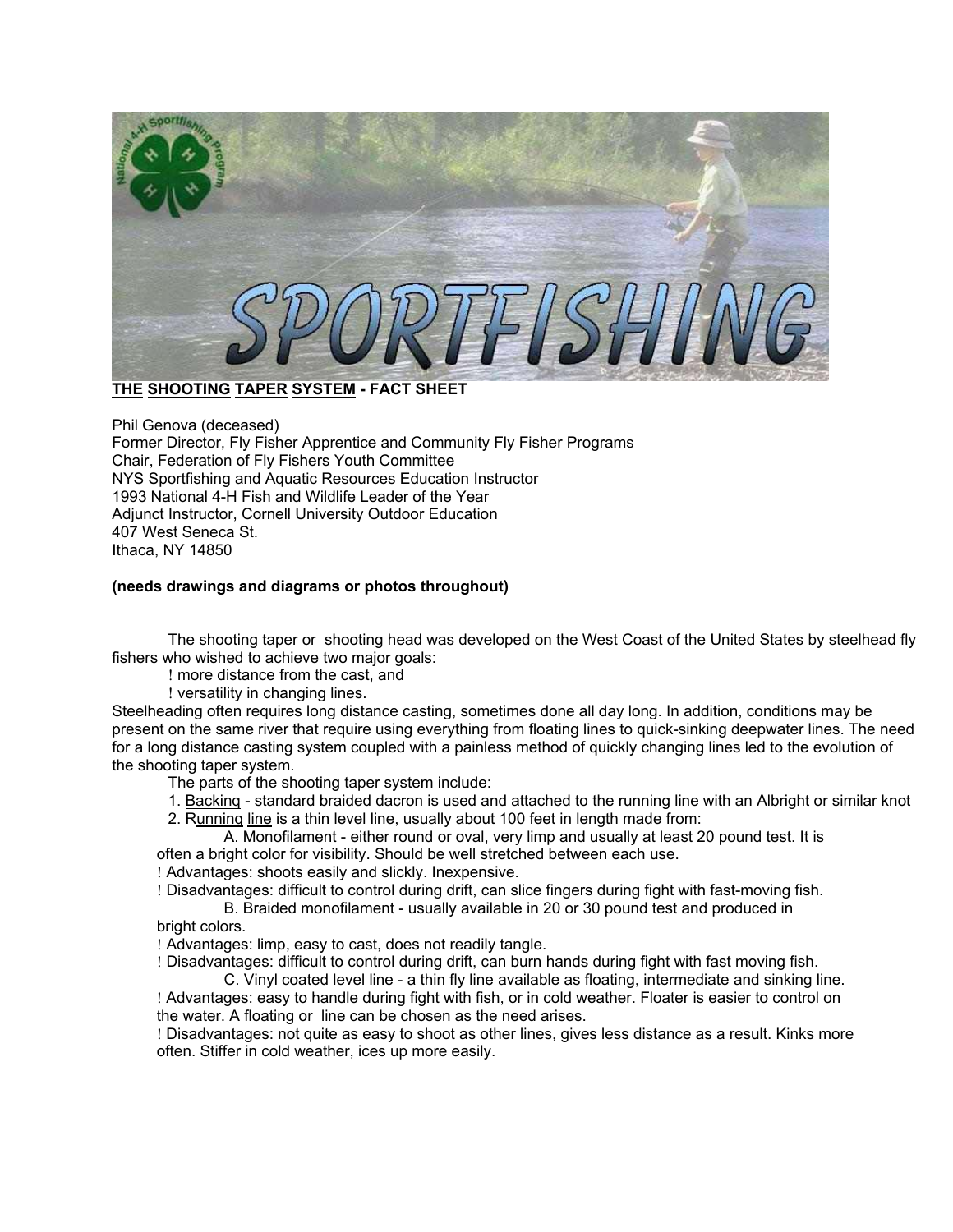**THE SHOOTING TAPER SYSTEM - FACT SHEET**

Phil Genova (deceased)
Former Director, Fly Fisher Apprentice and Community Fly Fisher Programs
Chair, Federation of Fly Fishers Youth Committee
NYS Sportfishing and Aquatic Resources Education Instructor
1993 National 4-H Fish and Wildlife Leader of the Year
Adjunct Instructor, Cornell University Outdoor Education
407 West Seneca St.
Ithaca, NY 14850

**(needs drawings and diagrams or photos throughout)**

The shooting taper or shooting head was developed on the West Coast of the United States by steelhead fly fishers who wished to achieve two major goals:

! more distance from the cast, and
! versatility in changing lines.

Steelheading often requires long distance casting, sometimes done all day long. In addition, conditions may be present on the same river that require using everything from floating lines to quick-sinking deepwater lines. The need for a long distance casting system coupled with a painless method of quickly changing lines led to the evolution of the shooting taper system.

The parts of the shooting taper system include:

1. Backing - standard braided dacron is used and attached to the running line with an Albright or similar knot
2. Running line is a thin level line, usually about 100 feet in length made from:

A. Monofilament - either round or oval, very limp and usually at least 20 pound test. It is often a bright color for visibility. Should be well stretched between each use.

! Advantages: shoots easily and slickly. Inexpensive.
! Disadvantages: difficult to control during drift, can slice fingers during fight with fast-moving fish.

B. Braided monofilament - usually available in 20 or 30 pound test and produced in bright colors.

! Advantages: limp, easy to cast, does not readily tangle.
! Disadvantages: difficult to control during drift, can burn hands during fight with fast moving fish.

C. Vinyl coated level line - a thin fly line available as floating, intermediate and sinking line.

! Advantages: easy to handle during fight with fish, or in cold weather. Floater is easier to control on the water. A floating or line can be chosen as the need arises.
! Disadvantages: not quite as easy to shoot as other lines, gives less distance as a result. Kinks more often. Stiffer in cold weather, ices up more easily.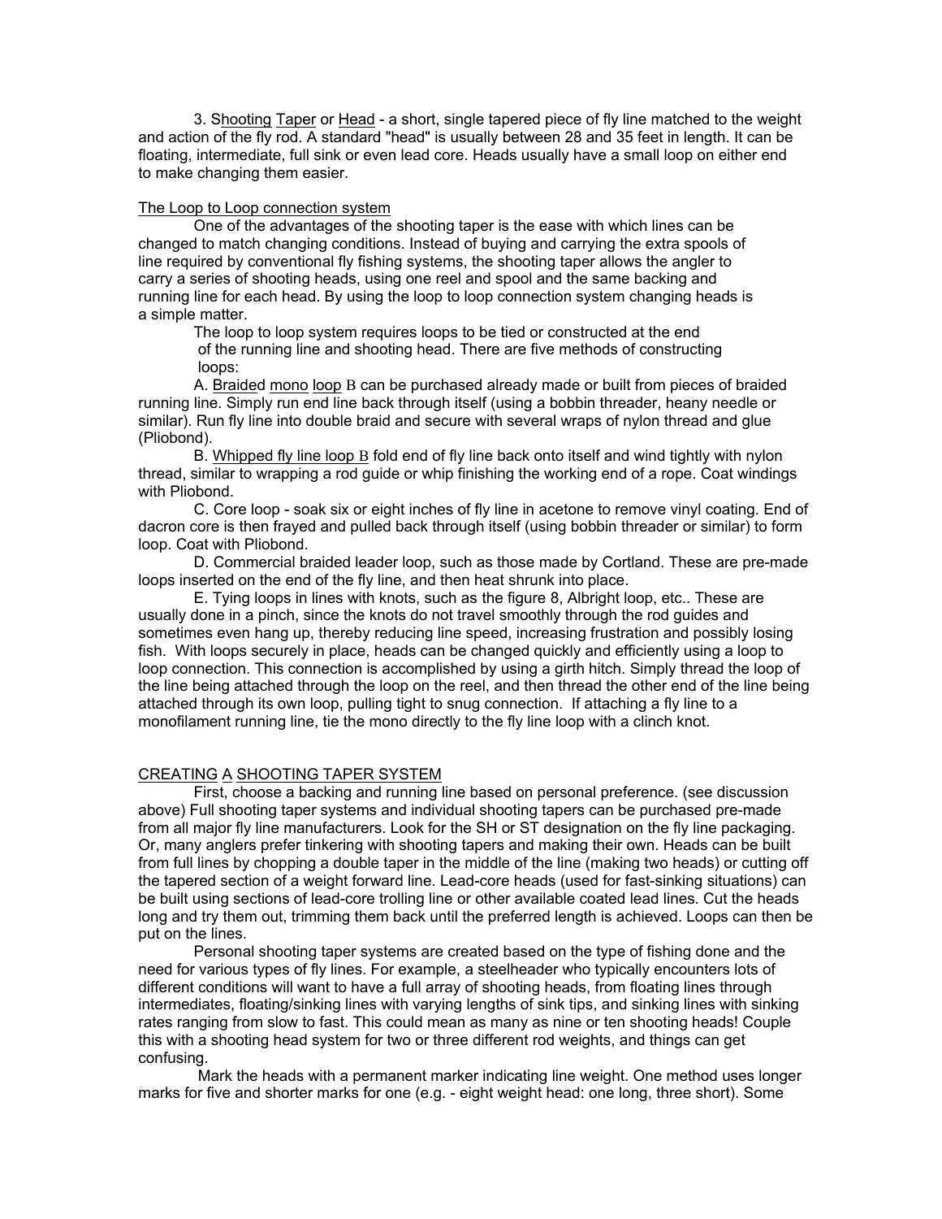3. Shooting Taper or Head - a short, single tapered piece of fly line matched to the weight and action of the fly rod. A standard "head" is usually between 28 and 35 feet in length. It can be floating, intermediate, full sink or even lead core. Heads usually have a small loop on either end to make changing them easier.

The Loop to Loop connection system

One of the advantages of the shooting taper is the ease with which lines can be changed to match changing conditions. Instead of buying and carrying the extra spools of line required by conventional fly fishing systems, the shooting taper allows the angler to carry a series of shooting heads, using one reel and spool and the same backing and running line for each head. By using the loop to loop connection system changing heads is a simple matter.

The loop to loop system requires loops to be tied or constructed at the end of the running line and shooting head. There are five methods of constructing loops:

A. Braided mono loop B can be purchased already made or built from pieces of braided running line. Simply run end line back through itself (using a bobbin threader, heany needle or similar). Run fly line into double braid and secure with several wraps of nylon thread and glue (Pliobond).

B. Whipped fly line loop B fold end of fly line back onto itself and wind tightly with nylon thread, similar to wrapping a rod guide or whip finishing the working end of a rope. Coat windings with Pliobond.

C. Core loop - soak six or eight inches of fly line in acetone to remove vinyl coating. End of dacron core is then frayed and pulled back through itself (using bobbin threader or similar) to form loop. Coat with Pliobond.

D. Commercial braided leader loop, such as those made by Cortland. These are pre-made loops inserted on the end of the fly line, and then heat shrunk into place.

E. Tying loops in lines with knots, such as the figure 8, Albright loop, etc.. These are usually done in a pinch, since the knots do not travel smoothly through the rod guides and sometimes even hang up, thereby reducing line speed, increasing frustration and possibly losing fish. With loops securely in place, heads can be changed quickly and efficiently using a loop to loop connection. This connection is accomplished by using a girth hitch. Simply thread the loop of the line being attached through the loop on the reel, and then thread the other end of the line being attached through its own loop, pulling tight to snug connection. If attaching a fly line to a monofilament running line, tie the mono directly to the fly line loop with a clinch knot.

CREATING A SHOOTING TAPER SYSTEM

First, choose a backing and running line based on personal preference. (see discussion above) Full shooting taper systems and individual shooting tapers can be purchased pre-made from all major fly line manufacturers. Look for the SH or ST designation on the fly line packaging. Or, many anglers prefer tinkering with shooting tapers and making their own. Heads can be built from full lines by chopping a double taper in the middle of the line (making two heads) or cutting off the tapered section of a weight forward line. Lead-core heads (used for fast-sinking situations) can be built using sections of lead-core trolling line or other available coated lead lines. Cut the heads long and try them out, trimming them back until the preferred length is achieved. Loops can then be put on the lines.

Personal shooting taper systems are created based on the type of fishing done and the need for various types of fly lines. For example, a steelheader who typically encounters lots of different conditions will want to have a full array of shooting heads, from floating lines through intermediates, floating/sinking lines with varying lengths of sink tips, and sinking lines with sinking rates ranging from slow to fast. This could mean as many as nine or ten shooting heads! Couple this with a shooting head system for two or three different rod weights, and things can get confusing.

Mark the heads with a permanent marker indicating line weight. One method uses longer marks for five and shorter marks for one (e.g. - eight weight head: one long, three short). Some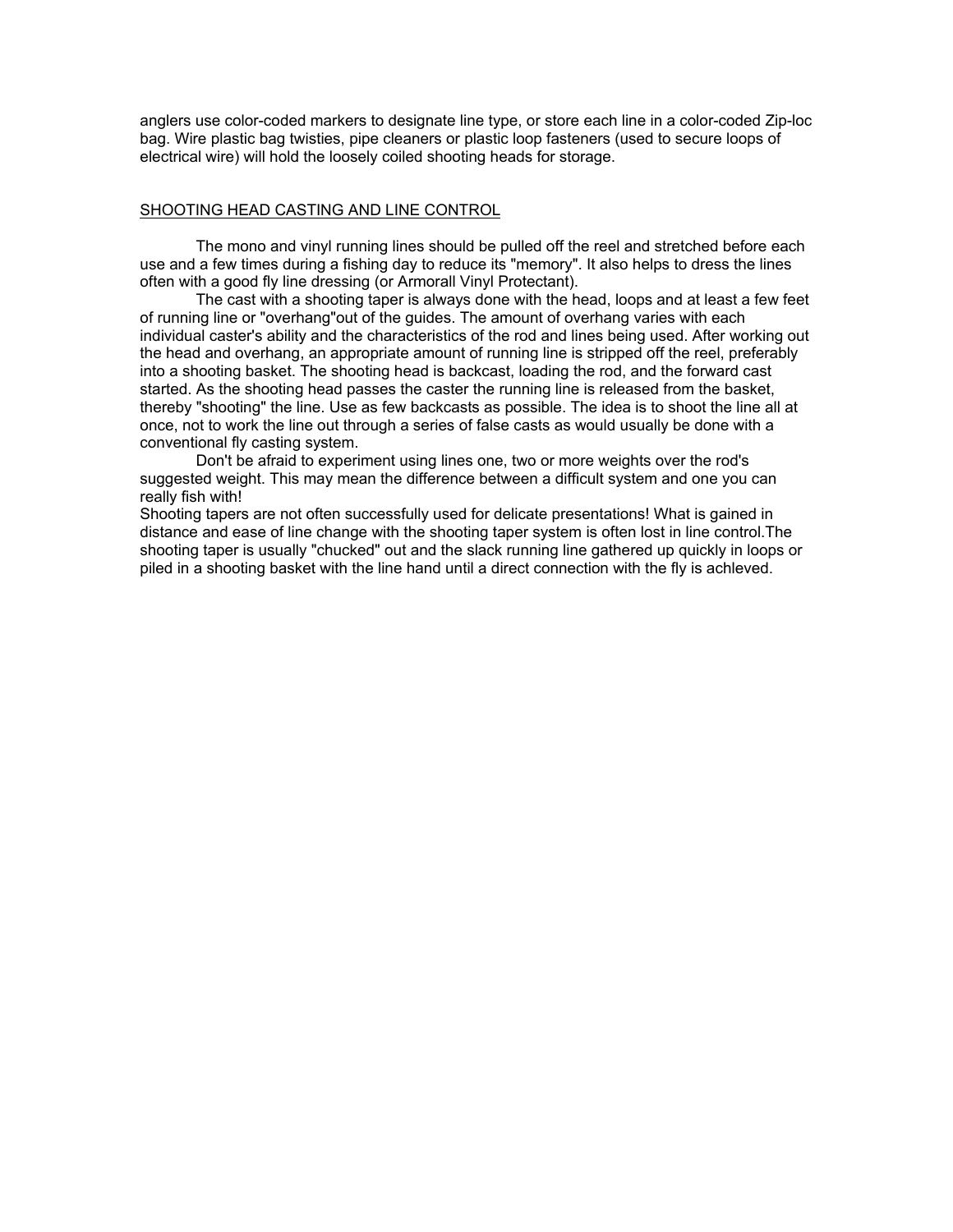anglers use color-coded markers to designate line type, or store each line in a color-coded Zip-loc bag. Wire plastic bag twisties, pipe cleaners or plastic loop fasteners (used to secure loops of electrical wire) will hold the loosely coiled shooting heads for storage.

## SHOOTING HEAD CASTING AND LINE CONTROL

The mono and vinyl running lines should be pulled off the reel and stretched before each use and a few times during a fishing day to reduce its "memory". It also helps to dress the lines often with a good fly line dressing (or Armorall Vinyl Protectant).

The cast with a shooting taper is always done with the head, loops and at least a few feet of running line or "overhang"out of the guides. The amount of overhang varies with each individual caster's ability and the characteristics of the rod and lines being used. After working out the head and overhang, an appropriate amount of running line is stripped off the reel, preferably into a shooting basket. The shooting head is backcast, loading the rod, and the forward cast started. As the shooting head passes the caster the running line is released from the basket, thereby "shooting" the line. Use as few backcasts as possible. The idea is to shoot the line all at once, not to work the line out through a series of false casts as would usually be done with a conventional fly casting system.

Don't be afraid to experiment using lines one, two or more weights over the rod's suggested weight. This may mean the difference between a difficult system and one you can really fish with!

Shooting tapers are not often successfully used for delicate presentations! What is gained in distance and ease of line change with the shooting taper system is often lost in line control.The shooting taper is usually "chucked" out and the slack running line gathered up quickly in loops or piled in a shooting basket with the line hand until a direct connection with the fly is achleved.